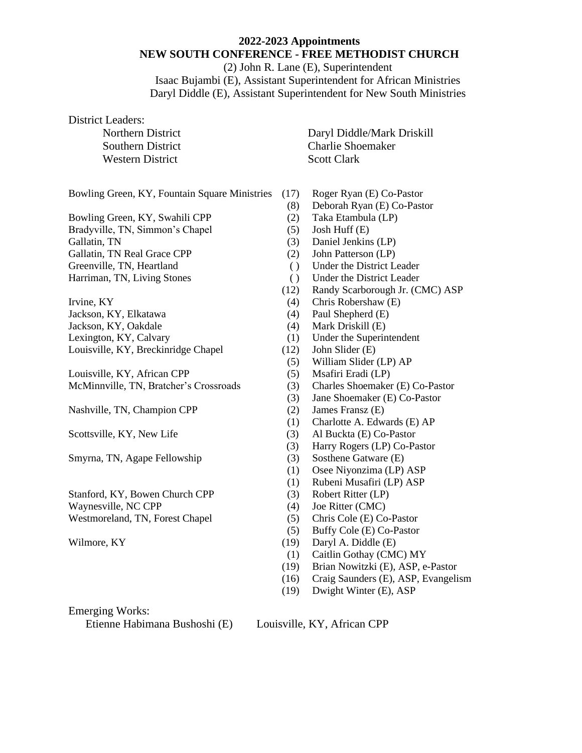# 2022-2023 Appointments
## NEW SOUTH CONFERENCE - FREE METHODIST CHURCH

(2) John R. Lane (E), Superintendent
Isaac Bujambi (E), Assistant Superintendent for African Ministries
Daryl Diddle (E), Assistant Superintendent for New South Ministries

District Leaders:

| | |
|---|---|
| Northern District | Daryl Diddle/Mark Driskill |
| Southern District | Charlie Shoemaker |
| Western District | Scott Clark |

| Appointment | Years | Pastor |
|---|---|---|
| Bowling Green, KY, Fountain Square Ministries | (17) | Roger Ryan (E) Co-Pastor |
| | (8) | Deborah Ryan (E) Co-Pastor |
| Bowling Green, KY, Swahili CPP | (2) | Taka Etambula (LP) |
| Bradyville, TN, Simmon's Chapel | (5) | Josh Huff (E) |
| Gallatin, TN | (3) | Daniel Jenkins (LP) |
| Gallatin, TN Real Grace CPP | (2) | John Patterson (LP) |
| Greenville, TN, Heartland | ( ) | Under the District Leader |
| Harriman, TN, Living Stones | ( ) | Under the District Leader |
| | (12) | Randy Scarborough Jr. (CMC) ASP |
| Irvine, KY | (4) | Chris Robershaw (E) |
| Jackson, KY, Elkatawa | (4) | Paul Shepherd (E) |
| Jackson, KY, Oakdale | (4) | Mark Driskill (E) |
| Lexington, KY, Calvary | (1) | Under the Superintendent |
| Louisville, KY, Breckinridge Chapel | (12) | John Slider (E) |
| | (5) | William Slider (LP) AP |
| Louisville, KY, African CPP | (5) | Msafiri Eradi (LP) |
| McMinnville, TN, Bratcher's Crossroads | (3) | Charles Shoemaker (E) Co-Pastor |
| | (3) | Jane Shoemaker (E) Co-Pastor |
| Nashville, TN, Champion CPP | (2) | James Fransz (E) |
| | (1) | Charlotte A. Edwards (E) AP |
| Scottsville, KY, New Life | (3) | Al Buckta (E) Co-Pastor |
| | (3) | Harry Rogers (LP) Co-Pastor |
| Smyrna, TN, Agape Fellowship | (3) | Sosthene Gatware (E) |
| | (1) | Osee Niyonzima (LP) ASP |
| | (1) | Rubeni Musafiri (LP) ASP |
| Stanford, KY, Bowen Church CPP | (3) | Robert Ritter (LP) |
| Waynesville, NC CPP | (4) | Joe Ritter (CMC) |
| Westmoreland, TN, Forest Chapel | (5) | Chris Cole (E) Co-Pastor |
| | (5) | Buffy Cole (E) Co-Pastor |
| Wilmore, KY | (19) | Daryl A. Diddle (E) |
| | (1) | Caitlin Gothay (CMC) MY |
| | (19) | Brian Nowitzki (E), ASP, e-Pastor |
| | (16) | Craig Saunders (E), ASP, Evangelism |
| | (19) | Dwight Winter (E), ASP |

Emerging Works:

| | |
|---|---|
| Etienne Habimana Bushoshi (E) | Louisville, KY, African CPP |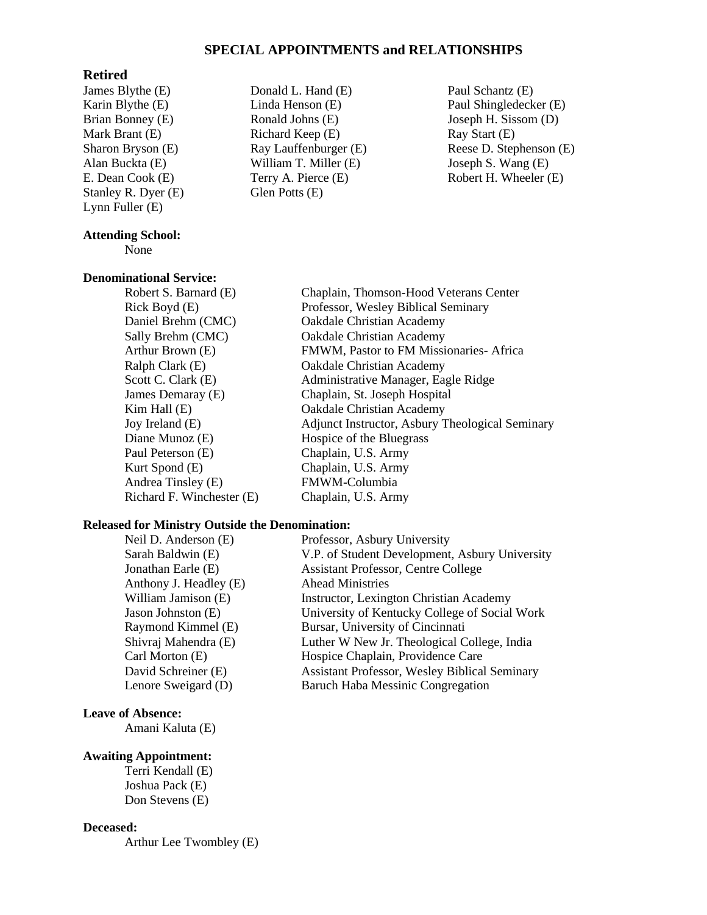# SPECIAL APPOINTMENTS and RELATIONSHIPS

## Retired

James Blythe (E)
Karin Blythe (E)
Brian Bonney (E)
Mark Brant (E)
Sharon Bryson (E)
Alan Buckta (E)
E. Dean Cook (E)
Stanley R. Dyer (E)
Lynn Fuller (E)
Donald L. Hand (E)
Linda Henson (E)
Ronald Johns (E)
Richard Keep (E)
Ray Lauffenburger (E)
William T. Miller (E)
Terry A. Pierce (E)
Glen Potts (E)
Paul Schantz (E)
Paul Shingledecker (E)
Joseph H. Sissom (D)
Ray Start (E)
Reese D. Stephenson (E)
Joseph S. Wang (E)
Robert H. Wheeler (E)

**Attending School:**

None

**Denominational Service:**

| | |
|---|---|
| Robert S. Barnard (E) | Chaplain, Thomson-Hood Veterans Center |
| Rick Boyd (E) | Professor, Wesley Biblical Seminary |
| Daniel Brehm (CMC) | Oakdale Christian Academy |
| Sally Brehm (CMC) | Oakdale Christian Academy |
| Arthur Brown (E) | FMWM, Pastor to FM Missionaries- Africa |
| Ralph Clark (E) | Oakdale Christian Academy |
| Scott C. Clark (E) | Administrative Manager, Eagle Ridge |
| James Demaray (E) | Chaplain, St. Joseph Hospital |
| Kim Hall (E) | Oakdale Christian Academy |
| Joy Ireland (E) | Adjunct Instructor, Asbury Theological Seminary |
| Diane Munoz (E) | Hospice of the Bluegrass |
| Paul Peterson (E) | Chaplain, U.S. Army |
| Kurt Spond (E) | Chaplain, U.S. Army |
| Andrea Tinsley (E) | FMWM-Columbia |
| Richard F. Winchester (E) | Chaplain, U.S. Army |

**Released for Ministry Outside the Denomination:**

| | |
|---|---|
| Neil D. Anderson (E) | Professor, Asbury University |
| Sarah Baldwin (E) | V.P. of Student Development, Asbury University |
| Jonathan Earle (E) | Assistant Professor, Centre College |
| Anthony J. Headley (E) | Ahead Ministries |
| William Jamison (E) | Instructor, Lexington Christian Academy |
| Jason Johnston (E) | University of Kentucky College of Social Work |
| Raymond Kimmel (E) | Bursar, University of Cincinnati |
| Shivraj Mahendra (E) | Luther W New Jr. Theological College, India |
| Carl Morton (E) | Hospice Chaplain, Providence Care |
| David Schreiner (E) | Assistant Professor, Wesley Biblical Seminary |
| Lenore Sweigard (D) | Baruch Haba Messinic Congregation |

**Leave of Absence:**

Amani Kaluta (E)

**Awaiting Appointment:**

Terri Kendall (E)
Joshua Pack (E)
Don Stevens (E)

**Deceased:**

Arthur Lee Twombley (E)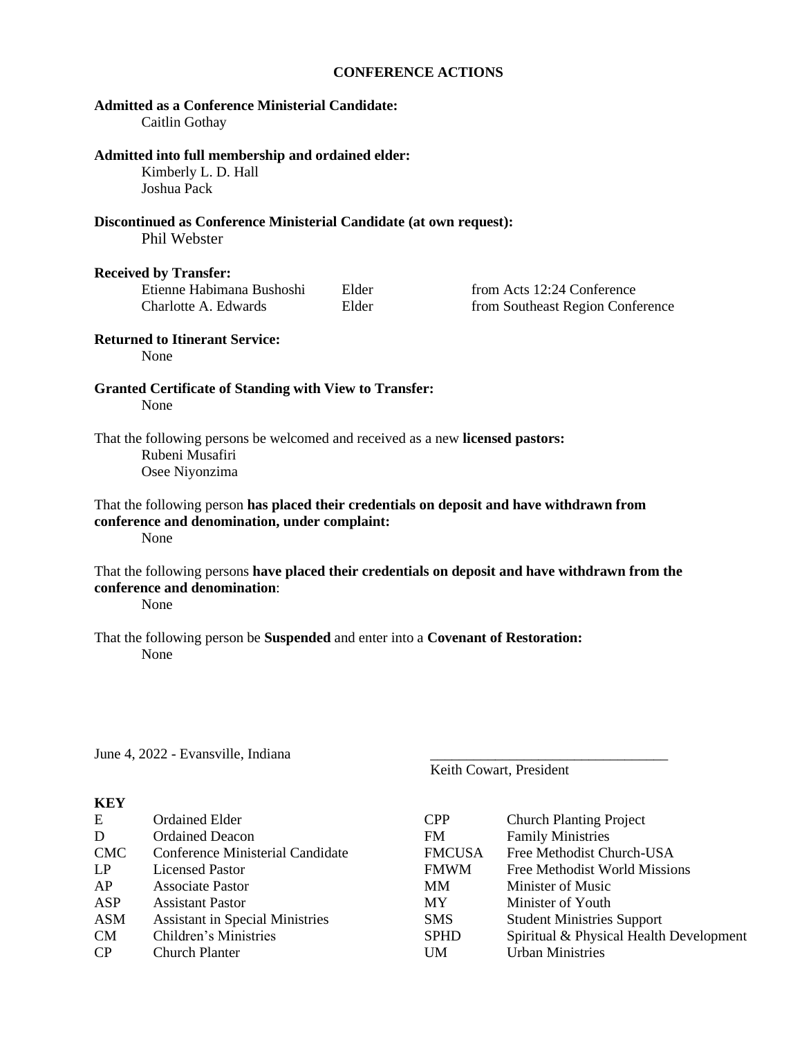## CONFERENCE ACTIONS

**Admitted as a Conference Ministerial Candidate:**

Caitlin Gothay

**Admitted into full membership and ordained elder:**

Kimberly L. D. Hall
Joshua Pack

**Discontinued as Conference Ministerial Candidate (at own request):**

Phil Webster

**Received by Transfer:**

| | | |
|---|---|---|
| Etienne Habimana Bushoshi | Elder | from Acts 12:24 Conference |
| Charlotte A. Edwards | Elder | from Southeast Region Conference |

**Returned to Itinerant Service:**

None

**Granted Certificate of Standing with View to Transfer:**

None

That the following persons be welcomed and received as a new **licensed pastors:**

Rubeni Musafiri
Osee Niyonzima

That the following person **has placed their credentials on deposit and have withdrawn from conference and denomination, under complaint:**

None

That the following persons **have placed their credentials on deposit and have withdrawn from the conference and denomination**:

None

That the following person be **Suspended** and enter into a **Covenant of Restoration:**

None

June 4, 2022 - Evansville, Indiana

_________________________________
Keith Cowart, President

**KEY**

| | | | |
|---|---|---|---|
| E | Ordained Elder | CPP | Church Planting Project |
| D | Ordained Deacon | FM | Family Ministries |
| CMC | Conference Ministerial Candidate | FMCUSA | Free Methodist Church-USA |
| LP | Licensed Pastor | FMWM | Free Methodist World Missions |
| AP | Associate Pastor | MM | Minister of Music |
| ASP | Assistant Pastor | MY | Minister of Youth |
| ASM | Assistant in Special Ministries | SMS | Student Ministries Support |
| CM | Children's Ministries | SPHD | Spiritual & Physical Health Development |
| CP | Church Planter | UM | Urban Ministries |